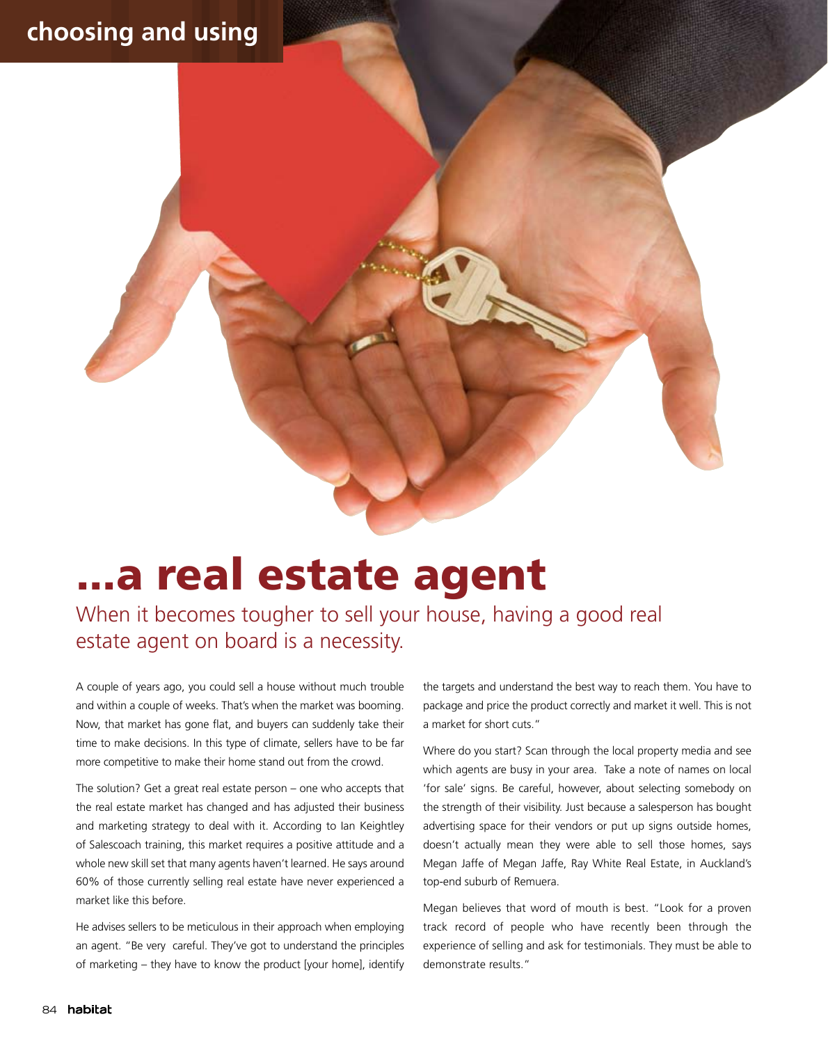choosing and using

# ...a real estate agent

## When it becomes tougher to sell your house, having a good real estate agent on board is a necessity.

A couple of years ago, you could sell a house without much trouble and within a couple of weeks. That's when the market was booming. Now, that market has gone flat, and buyers can suddenly take their time to make decisions. In this type of climate, sellers have to be far more competitive to make their home stand out from the crowd.

The solution? Get a great real estate person – one who accepts that the real estate market has changed and has adjusted their business and marketing strategy to deal with it. According to Ian Keightley of Salescoach training, this market requires a positive attitude and a whole new skill set that many agents haven't learned. He says around 60% of those currently selling real estate have never experienced a market like this before.

He advises sellers to be meticulous in their approach when employing an agent. "Be very careful. They've got to understand the principles of marketing – they have to know the product [your home], identify the targets and understand the best way to reach them. You have to package and price the product correctly and market it well. This is not a market for short cuts."

Where do you start? Scan through the local property media and see which agents are busy in your area. Take a note of names on local 'for sale' signs. Be careful, however, about selecting somebody on the strength of their visibility. Just because a salesperson has bought advertising space for their vendors or put up signs outside homes, doesn't actually mean they were able to sell those homes, says Megan Jaffe of Megan Jaffe, Ray White Real Estate, in Auckland's top-end suburb of Remuera.

Megan believes that word of mouth is best. "Look for a proven track record of people who have recently been through the experience of selling and ask for testimonials. They must be able to demonstrate results."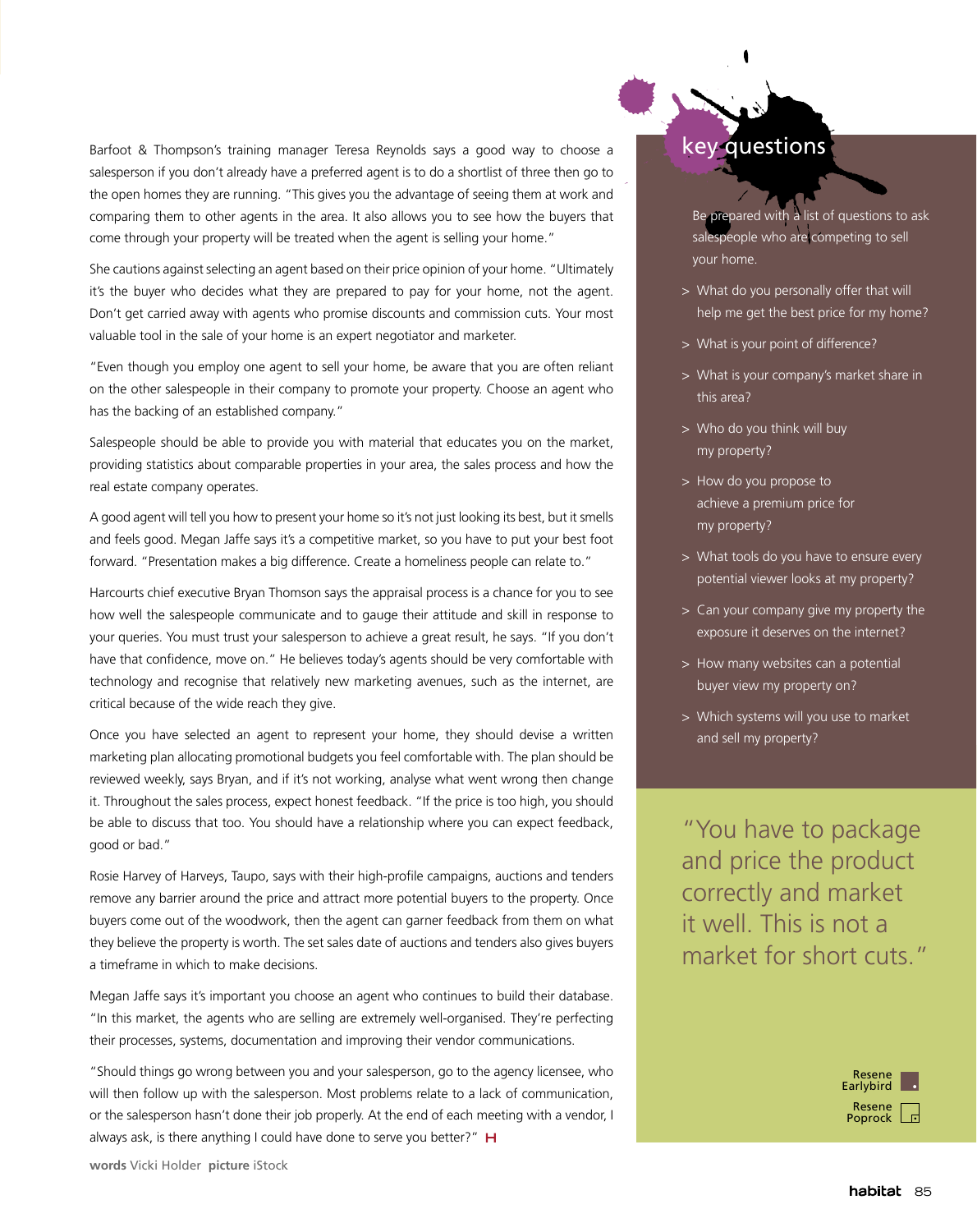Barfoot & Thompson's training manager Teresa Reynolds says a good way to choose a salesperson if you don't already have a preferred agent is to do a shortlist of three then go to the open homes they are running. "This gives you the advantage of seeing them at work and comparing them to other agents in the area. It also allows you to see how the buyers that come through your property will be treated when the agent is selling your home."

She cautions against selecting an agent based on their price opinion of your home. "Ultimately it's the buyer who decides what they are prepared to pay for your home, not the agent. Don't get carried away with agents who promise discounts and commission cuts. Your most valuable tool in the sale of your home is an expert negotiator and marketer.

"Even though you employ one agent to sell your home, be aware that you are often reliant on the other salespeople in their company to promote your property. Choose an agent who has the backing of an established company."

Salespeople should be able to provide you with material that educates you on the market, providing statistics about comparable properties in your area, the sales process and how the real estate company operates.

A good agent will tell you how to present your home so it's not just looking its best, but it smells and feels good. Megan Jaffe says it's a competitive market, so you have to put your best foot forward. "Presentation makes a big difference. Create a homeliness people can relate to."

Harcourts chief executive Bryan Thomson says the appraisal process is a chance for you to see how well the salespeople communicate and to gauge their attitude and skill in response to your queries. You must trust your salesperson to achieve a great result, he says. "If you don't have that confidence, move on." He believes today's agents should be very comfortable with technology and recognise that relatively new marketing avenues, such as the internet, are critical because of the wide reach they give.

Once you have selected an agent to represent your home, they should devise a written marketing plan allocating promotional budgets you feel comfortable with. The plan should be reviewed weekly, says Bryan, and if it's not working, analyse what went wrong then change it. Throughout the sales process, expect honest feedback. "If the price is too high, you should be able to discuss that too. You should have a relationship where you can expect feedback, good or bad."

Rosie Harvey of Harveys, Taupo, says with their high-profile campaigns, auctions and tenders remove any barrier around the price and attract more potential buyers to the property. Once buyers come out of the woodwork, then the agent can garner feedback from them on what they believe the property is worth. The set sales date of auctions and tenders also gives buyers a timeframe in which to make decisions.

Megan Jaffe says it's important you choose an agent who continues to build their database. "In this market, the agents who are selling are extremely well-organised. They're perfecting their processes, systems, documentation and improving their vendor communications.

"Should things go wrong between you and your salesperson, go to the agency licensee, who will then follow up with the salesperson. Most problems relate to a lack of communication, or the salesperson hasn't done their job properly. At the end of each meeting with a vendor, I always ask, is there anything I could have done to serve you better?"

**words** Vicki Holder **picture** iStock

## key questions

Be prepared with a list of questions to ask salespeople who are competing to sell your home.

- > What do you personally offer that will help me get the best price for my home?
- > What is your point of difference?
- > What is your company's market share in this area?
- > Who do you think will buy my property?
- > How do you propose to achieve a premium price for my property?
- > What tools do you have to ensure every potential viewer looks at my property?
- > Can your company give my property the exposure it deserves on the internet?
- > How many websites can a potential buyer view my property on?
- > Which systems will you use to market and sell my property?

"You have to package and price the product correctly and market it well. This is not a market for short cuts."

Resene Earlybird

Resene Poprock